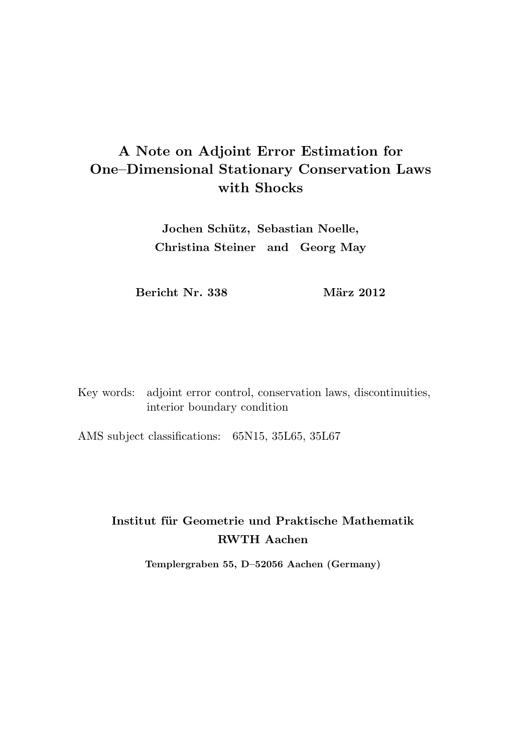# A Note on Adjoint Error Estimation for One–Dimensional Stationary Conservation Laws with Shocks

**Jochen Schütz, Sebastian Noelle,**
**Christina Steiner and Georg May**

**Bericht Nr. 338** **März 2012**

Key words: adjoint error control, conservation laws, discontinuities, interior boundary condition

AMS subject classifications: 65N15, 35L65, 35L67

**Institut für Geometrie und Praktische Mathematik**
**RWTH Aachen**

**Templergraben 55, D–52056 Aachen (Germany)**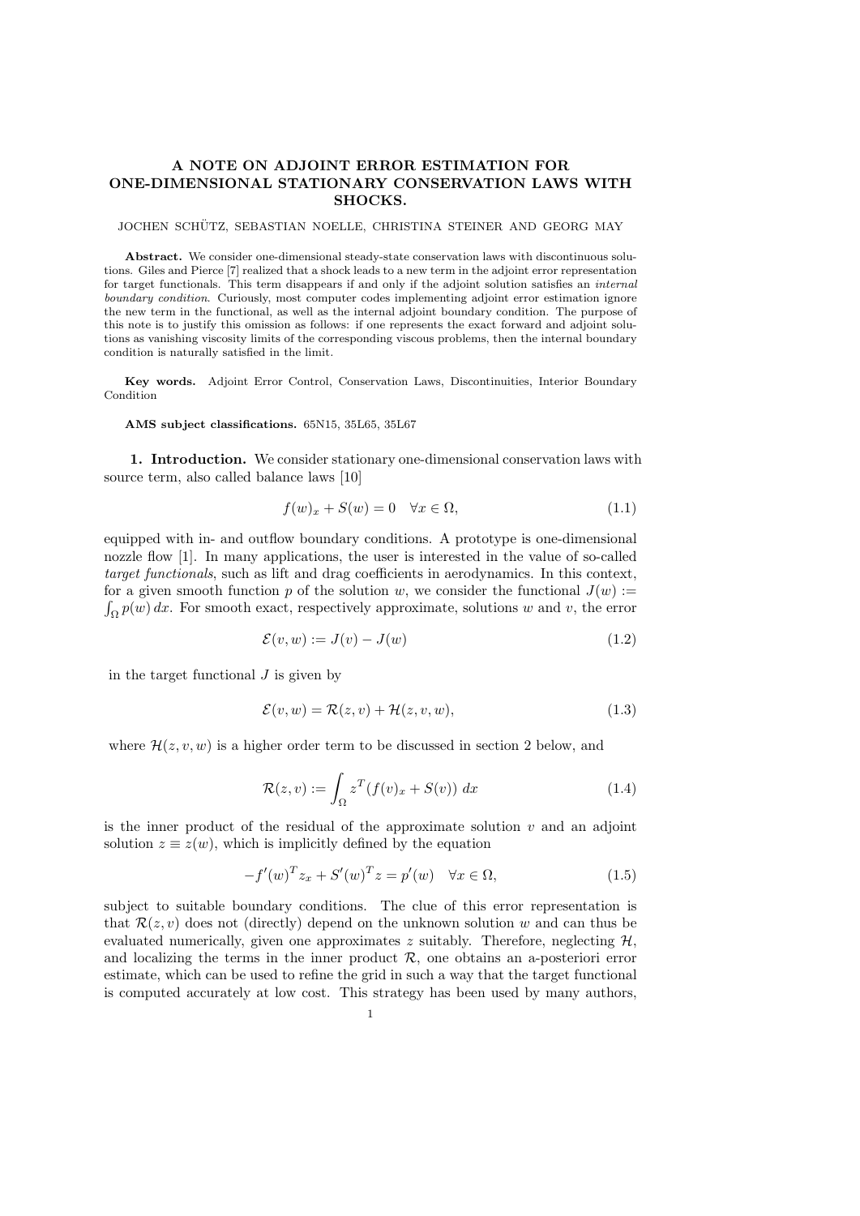# A NOTE ON ADJOINT ERROR ESTIMATION FOR ONE-DIMENSIONAL STATIONARY CONSERVATION LAWS WITH SHOCKS.

JOCHEN SCHÜTZ, SEBASTIAN NOELLE, CHRISTINA STEINER AND GEORG MAY

**Abstract.** We consider one-dimensional steady-state conservation laws with discontinuous solutions. Giles and Pierce [7] realized that a shock leads to a new term in the adjoint error representation for target functionals. This term disappears if and only if the adjoint solution satisfies an *internal boundary condition*. Curiously, most computer codes implementing adjoint error estimation ignore the new term in the functional, as well as the internal adjoint boundary condition. The purpose of this note is to justify this omission as follows: if one represents the exact forward and adjoint solutions as vanishing viscosity limits of the corresponding viscous problems, then the internal boundary condition is naturally satisfied in the limit.

**Key words.** Adjoint Error Control, Conservation Laws, Discontinuities, Interior Boundary Condition

**AMS subject classifications.** 65N15, 35L65, 35L67

## 1. Introduction.

We consider stationary one-dimensional conservation laws with source term, also called balance laws [10]

$$f(w)_x + S(w) = 0 \quad \forall x \in \Omega, \tag{1.1}$$

equipped with in- and outflow boundary conditions. A prototype is one-dimensional nozzle flow [1]. In many applications, the user is interested in the value of so-called *target functionals*, such as lift and drag coefficients in aerodynamics. In this context, for a given smooth function $p$ of the solution $w$, we consider the functional $J(w) := \int_\Omega p(w)\, dx$. For smooth exact, respectively approximate, solutions $w$ and $v$, the error

$$\mathcal{E}(v, w) := J(v) - J(w) \tag{1.2}$$

in the target functional $J$ is given by

$$\mathcal{E}(v, w) = \mathcal{R}(z, v) + \mathcal{H}(z, v, w), \tag{1.3}$$

where $\mathcal{H}(z, v, w)$ is a higher order term to be discussed in section 2 below, and

$$\mathcal{R}(z, v) := \int_\Omega z^T (f(v)_x + S(v))\, dx \tag{1.4}$$

is the inner product of the residual of the approximate solution $v$ and an adjoint solution $z \equiv z(w)$, which is implicitly defined by the equation

$$-f'(w)^T z_x + S'(w)^T z = p'(w) \quad \forall x \in \Omega, \tag{1.5}$$

subject to suitable boundary conditions. The clue of this error representation is that $\mathcal{R}(z, v)$ does not (directly) depend on the unknown solution $w$ and can thus be evaluated numerically, given one approximates $z$ suitably. Therefore, neglecting $\mathcal{H}$, and localizing the terms in the inner product $\mathcal{R}$, one obtains an a-posteriori error estimate, which can be used to refine the grid in such a way that the target functional is computed accurately at low cost. This strategy has been used by many authors,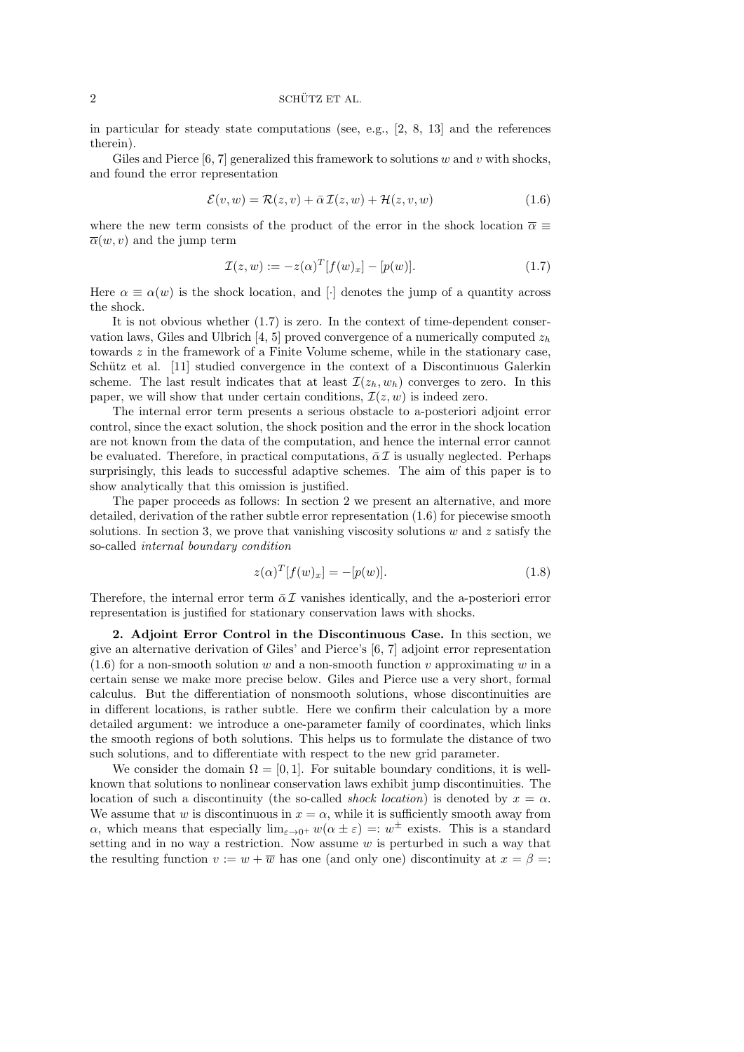in particular for steady state computations (see, e.g., [2, 8, 13] and the references therein).

Giles and Pierce [6, 7] generalized this framework to solutions $w$ and $v$ with shocks, and found the error representation

$$\mathcal{E}(v,w) = \mathcal{R}(z,v) + \bar{\alpha}\,\mathcal{I}(z,w) + \mathcal{H}(z,v,w) \tag{1.6}$$

where the new term consists of the product of the error in the shock location $\overline{\alpha} \equiv \overline{\alpha}(w,v)$ and the jump term

$$\mathcal{I}(z,w) := -z(\alpha)^T[f(w)_x] - [p(w)]. \tag{1.7}$$

Here $\alpha \equiv \alpha(w)$ is the shock location, and $[\cdot]$ denotes the jump of a quantity across the shock.

It is not obvious whether (1.7) is zero. In the context of time-dependent conservation laws, Giles and Ulbrich [4, 5] proved convergence of a numerically computed $z_h$ towards $z$ in the framework of a Finite Volume scheme, while in the stationary case, Schütz et al. [11] studied convergence in the context of a Discontinuous Galerkin scheme. The last result indicates that at least $\mathcal{I}(z_h, w_h)$ converges to zero. In this paper, we will show that under certain conditions, $\mathcal{I}(z,w)$ is indeed zero.

The internal error term presents a serious obstacle to a-posteriori adjoint error control, since the exact solution, the shock position and the error in the shock location are not known from the data of the computation, and hence the internal error cannot be evaluated. Therefore, in practical computations, $\bar{\alpha}\,\mathcal{I}$ is usually neglected. Perhaps surprisingly, this leads to successful adaptive schemes. The aim of this paper is to show analytically that this omission is justified.

The paper proceeds as follows: In section 2 we present an alternative, and more detailed, derivation of the rather subtle error representation (1.6) for piecewise smooth solutions. In section 3, we prove that vanishing viscosity solutions $w$ and $z$ satisfy the so-called *internal boundary condition*

$$z(\alpha)^T[f(w)_x] = -[p(w)]. \tag{1.8}$$

Therefore, the internal error term $\bar{\alpha}\,\mathcal{I}$ vanishes identically, and the a-posteriori error representation is justified for stationary conservation laws with shocks.

**2. Adjoint Error Control in the Discontinuous Case.** In this section, we give an alternative derivation of Giles' and Pierce's [6, 7] adjoint error representation (1.6) for a non-smooth solution $w$ and a non-smooth function $v$ approximating $w$ in a certain sense we make more precise below. Giles and Pierce use a very short, formal calculus. But the differentiation of nonsmooth solutions, whose discontinuities are in different locations, is rather subtle. Here we confirm their calculation by a more detailed argument: we introduce a one-parameter family of coordinates, which links the smooth regions of both solutions. This helps us to formulate the distance of two such solutions, and to differentiate with respect to the new grid parameter.

We consider the domain $\Omega = [0,1]$. For suitable boundary conditions, it is well-known that solutions to nonlinear conservation laws exhibit jump discontinuities. The location of such a discontinuity (the so-called *shock location*) is denoted by $x = \alpha$. We assume that $w$ is discontinuous in $x = \alpha$, while it is sufficiently smooth away from $\alpha$, which means that especially $\lim_{\varepsilon \to 0^+} w(\alpha \pm \varepsilon) =: w^{\pm}$ exists. This is a standard setting and in no way a restriction. Now assume $w$ is perturbed in such a way that the resulting function $v := w + \overline{w}$ has one (and only one) discontinuity at $x = \beta =:$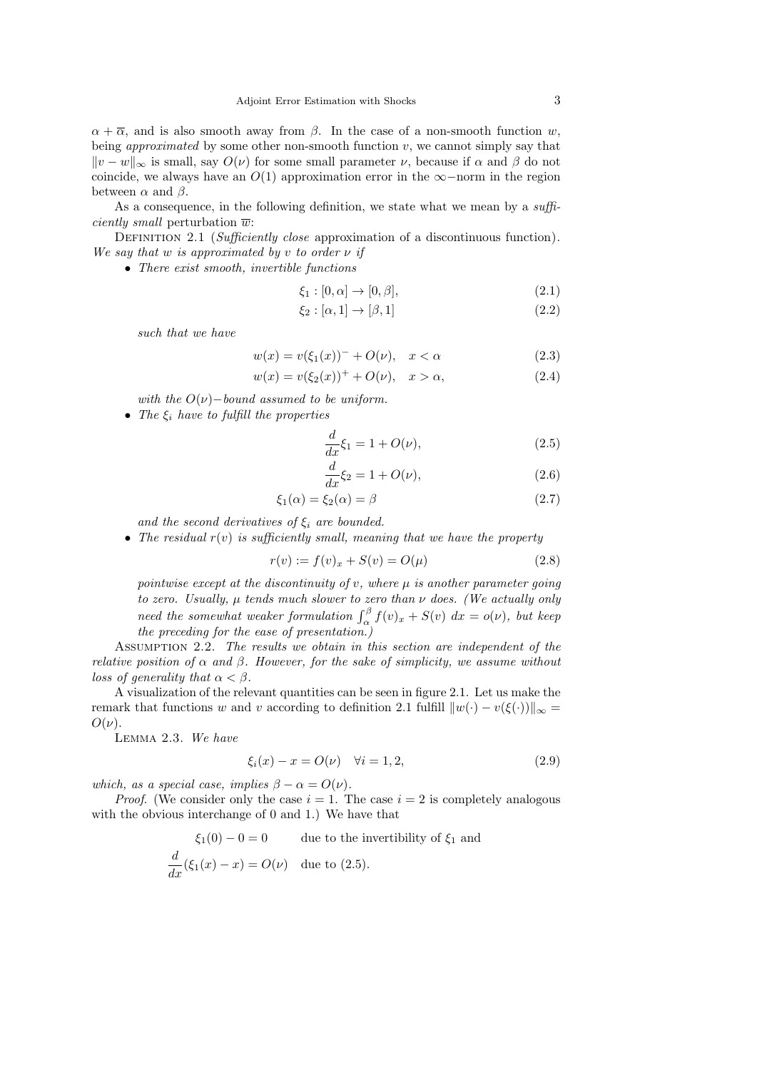$\alpha + \overline{\alpha}$, and is also smooth away from $\beta$. In the case of a non-smooth function $w$, being *approximated* by some other non-smooth function $v$, we cannot simply say that $\|v - w\|_\infty$ is small, say $O(\nu)$ for some small parameter $\nu$, because if $\alpha$ and $\beta$ do not coincide, we always have an $O(1)$ approximation error in the $\infty-$norm in the region between $\alpha$ and $\beta$.

As a consequence, in the following definition, we state what we mean by a *sufficiently small* perturbation $\overline{w}$:

Definition 2.1 (*Sufficiently close* approximation of a discontinuous function). *We say that $w$ is approximated by $v$ to order $\nu$ if*

- *There exist smooth, invertible functions*

$$\xi_1 : [0, \alpha] \to [0, \beta], \tag{2.1}$$

$$\xi_2 : [\alpha, 1] \to [\beta, 1] \tag{2.2}$$

*such that we have*

$$w(x) = v(\xi_1(x))^- + O(\nu), \quad x < \alpha \tag{2.3}$$

$$w(x) = v(\xi_2(x))^+ + O(\nu), \quad x > \alpha, \tag{2.4}$$

*with the $O(\nu)-$bound assumed to be uniform.*

- *The $\xi_i$ have to fulfill the properties*

$$\frac{d}{dx}\xi_1 = 1 + O(\nu), \tag{2.5}$$

$$\frac{d}{dx}\xi_2 = 1 + O(\nu), \tag{2.6}$$

$$\xi_1(\alpha) = \xi_2(\alpha) = \beta \tag{2.7}$$

*and the second derivatives of $\xi_i$ are bounded.*

- *The residual $r(v)$ is sufficiently small, meaning that we have the property*

$$r(v) := f(v)_x + S(v) = O(\mu) \tag{2.8}$$

*pointwise except at the discontinuity of $v$, where $\mu$ is another parameter going to zero. Usually, $\mu$ tends much slower to zero than $\nu$ does. (We actually only need the somewhat weaker formulation $\int_\alpha^\beta f(v)_x + S(v)\ dx = o(\nu)$, but keep the preceding for the ease of presentation.)*

Assumption 2.2. *The results we obtain in this section are independent of the relative position of $\alpha$ and $\beta$. However, for the sake of simplicity, we assume without loss of generality that $\alpha < \beta$.*

A visualization of the relevant quantities can be seen in figure 2.1. Let us make the remark that functions $w$ and $v$ according to definition 2.1 fulfill $\|w(\cdot) - v(\xi(\cdot))\|_\infty = O(\nu)$.

Lemma 2.3. *We have*

$$\xi_i(x) - x = O(\nu) \quad \forall i = 1, 2, \tag{2.9}$$

*which, as a special case, implies $\beta - \alpha = O(\nu)$.*

*Proof*. (We consider only the case $i = 1$. The case $i = 2$ is completely analogous with the obvious interchange of 0 and 1.) We have that

$$\xi_1(0) - 0 = 0 \qquad \text{due to the invertibility of } \xi_1 \text{ and}$$

$$\frac{d}{dx}(\xi_1(x) - x) = O(\nu) \quad \text{due to (2.5).}$$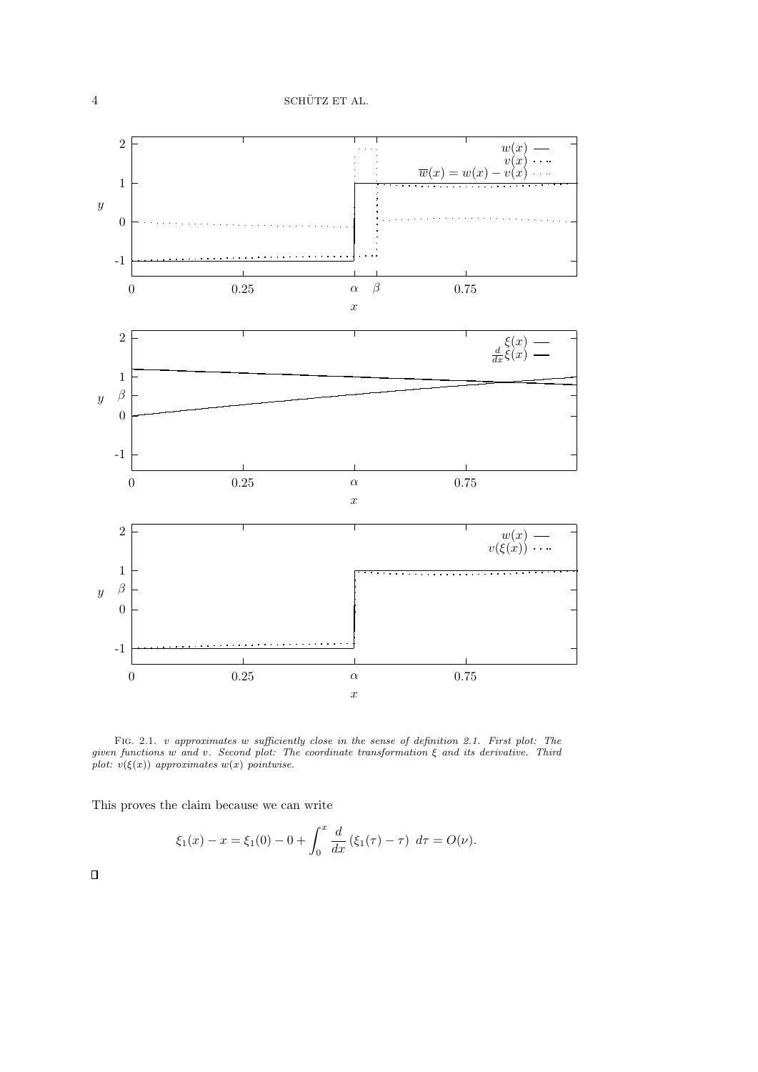FIG. 2.1. *v approximates w sufficiently close in the sense of definition 2.1. First plot: The given functions w and v. Second plot: The coordinate transformation ξ and its derivative. Third plot: v(ξ(x)) approximates w(x) pointwise.*

This proves the claim because we can write

$$\xi_1(x) - x = \xi_1(0) - 0 + \int_0^x \frac{d}{dx}\left(\xi_1(\tau) - \tau\right)\ d\tau = O(\nu).$$

$\square$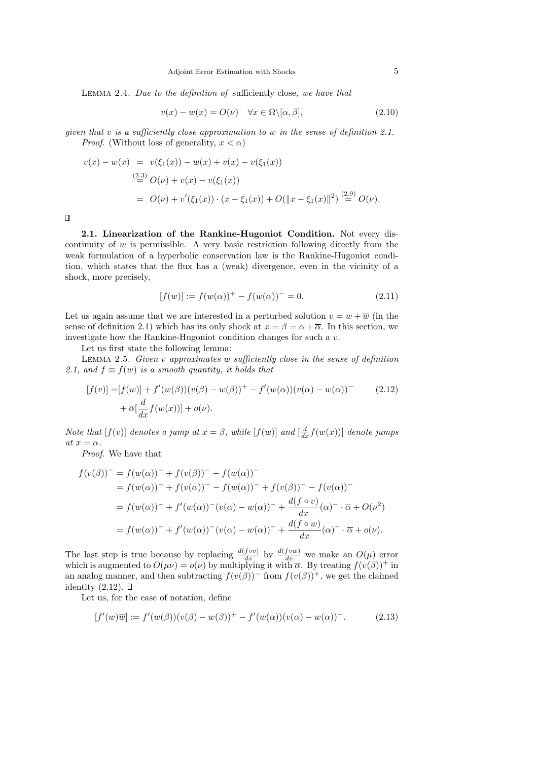LEMMA 2.4. *Due to the definition of* sufficiently close*, we have that*

$$v(x) - w(x) = O(\nu) \quad \forall x \in \Omega \backslash [\alpha, \beta], \tag{2.10}$$

*given that $v$ is a sufficiently close approximation to $w$ in the sense of definition 2.1.*

*Proof*. (Without loss of generality, $x < \alpha$)

$$\begin{aligned}
v(x) - w(x) &= v(\xi_1(x)) - w(x) + v(x) - v(\xi_1(x)) \\
&\overset{(2.3)}{=} O(\nu) + v(x) - v(\xi_1(x)) \\
&= O(\nu) + v'(\xi_1(x)) \cdot (x - \xi_1(x)) + O(\|x - \xi_1(x)\|^2) \overset{(2.9)}{=} O(\nu).
\end{aligned}$$

□

**2.1. Linearization of the Rankine-Hugoniot Condition.** Not every discontinuity of $w$ is permissible. A very basic restriction following directly from the weak formulation of a hyperbolic conservation law is the Rankine-Hugoniot condition, which states that the flux has a (weak) divergence, even in the vicinity of a shock, more precisely,

$$[f(w)] := f(w(\alpha))^+ - f(w(\alpha))^- = 0. \tag{2.11}$$

Let us again assume that we are interested in a perturbed solution $v = w + \overline{w}$ (in the sense of definition 2.1) which has its only shock at $x = \beta = \alpha + \overline{\alpha}$. In this section, we investigate how the Rankine-Hugoniot condition changes for such a $v$.

Let us first state the following lemma:

LEMMA 2.5. *Given $v$ approximates $w$ sufficiently close in the sense of definition 2.1, and $f \equiv f(w)$ is a smooth quantity, it holds that*

$$\begin{aligned}
[f(v)] =& [f(w)] + f'(w(\beta))(v(\beta) - w(\beta))^+ - f'(w(\alpha))(v(\alpha) - w(\alpha))^- \\
&+ \overline{\alpha}[\frac{d}{dx} f(w(x))] + o(\nu).
\end{aligned} \tag{2.12}$$

*Note that $[f(v)]$ denotes a jump at $x = \beta$, while $[f(w)]$ and $[\frac{d}{dx} f(w(x))]$ denote jumps at $x = \alpha$.*

*Proof*. We have that

$$\begin{aligned}
f(v(\beta))^- &= f(w(\alpha))^- + f(v(\beta))^- - f(w(\alpha))^- \\
&= f(w(\alpha))^- + f(v(\alpha))^- - f(w(\alpha))^- + f(v(\beta))^- - f(v(\alpha))^- \\
&= f(w(\alpha))^- + f'(w(\alpha))^-(v(\alpha) - w(\alpha))^- + \frac{d(f \circ v)}{dx}(\alpha)^- \cdot \overline{\alpha} + O(\nu^2) \\
&= f(w(\alpha))^- + f'(w(\alpha))^-(v(\alpha) - w(\alpha))^- + \frac{d(f \circ w)}{dx}(\alpha)^- \cdot \overline{\alpha} + o(\nu).
\end{aligned}$$

The last step is true because by replacing $\frac{d(f \circ v)}{dx}$ by $\frac{d(f \circ w)}{dx}$ we make an $O(\mu)$ error which is augmented to $O(\mu\nu) = o(\nu)$ by multiplying it with $\overline{\alpha}$. By treating $f(v(\beta))^+$ in an analog manner, and then subtracting $f(v(\beta))^-$ from $f(v(\beta))^+$, we get the claimed identity (2.12). □

Let us, for the ease of notation, define

$$[f'(w)\overline{w}] := f'(w(\beta))(v(\beta) - w(\beta))^+ - f'(w(\alpha))(v(\alpha) - w(\alpha))^-. \tag{2.13}$$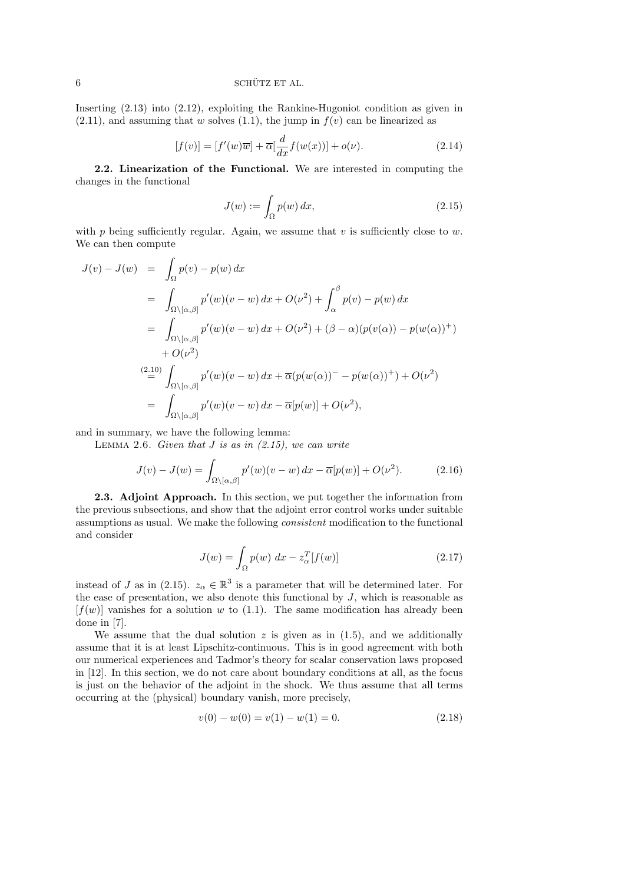Inserting (2.13) into (2.12), exploiting the Rankine-Hugoniot condition as given in (2.11), and assuming that $w$ solves (1.1), the jump in $f(v)$ can be linearized as

$$[f(v)] = [f'(w)\overline{w}] + \overline{\alpha}[\frac{d}{dx}f(w(x))] + o(\nu). \tag{2.14}$$

**2.2. Linearization of the Functional.** We are interested in computing the changes in the functional

$$J(w) := \int_\Omega p(w)\,dx, \tag{2.15}$$

with $p$ being sufficiently regular. Again, we assume that $v$ is sufficiently close to $w$. We can then compute

$$\begin{aligned}
J(v) - J(w) &= \int_\Omega p(v) - p(w)\,dx \\
&= \int_{\Omega\setminus[\alpha,\beta]} p'(w)(v-w)\,dx + O(\nu^2) + \int_\alpha^\beta p(v) - p(w)\,dx \\
&= \int_{\Omega\setminus[\alpha,\beta]} p'(w)(v-w)\,dx + O(\nu^2) + (\beta-\alpha)(p(v(\alpha)) - p(w(\alpha))^+) \\
&\quad + O(\nu^2) \\
&\overset{(2.10)}{=} \int_{\Omega\setminus[\alpha,\beta]} p'(w)(v-w)\,dx + \overline{\alpha}(p(w(\alpha))^- - p(w(\alpha))^+) + O(\nu^2) \\
&= \int_{\Omega\setminus[\alpha,\beta]} p'(w)(v-w)\,dx - \overline{\alpha}[p(w)] + O(\nu^2),
\end{aligned}$$

and in summary, we have the following lemma:

LEMMA 2.6. *Given that $J$ is as in (2.15), we can write*

$$J(v) - J(w) = \int_{\Omega\setminus[\alpha,\beta]} p'(w)(v-w)\,dx - \overline{\alpha}[p(w)] + O(\nu^2). \tag{2.16}$$

**2.3. Adjoint Approach.** In this section, we put together the information from the previous subsections, and show that the adjoint error control works under suitable assumptions as usual. We make the following *consistent* modification to the functional and consider

$$J(w) = \int_\Omega p(w)\;dx - z_\alpha^T[f(w)] \tag{2.17}$$

instead of $J$ as in (2.15). $z_\alpha \in \mathbb{R}^3$ is a parameter that will be determined later. For the ease of presentation, we also denote this functional by $J$, which is reasonable as $[f(w)]$ vanishes for a solution $w$ to (1.1). The same modification has already been done in [7].

We assume that the dual solution $z$ is given as in (1.5), and we additionally assume that it is at least Lipschitz-continuous. This is in good agreement with both our numerical experiences and Tadmor's theory for scalar conservation laws proposed in [12]. In this section, we do not care about boundary conditions at all, as the focus is just on the behavior of the adjoint in the shock. We thus assume that all terms occurring at the (physical) boundary vanish, more precisely,

$$v(0) - w(0) = v(1) - w(1) = 0. \tag{2.18}$$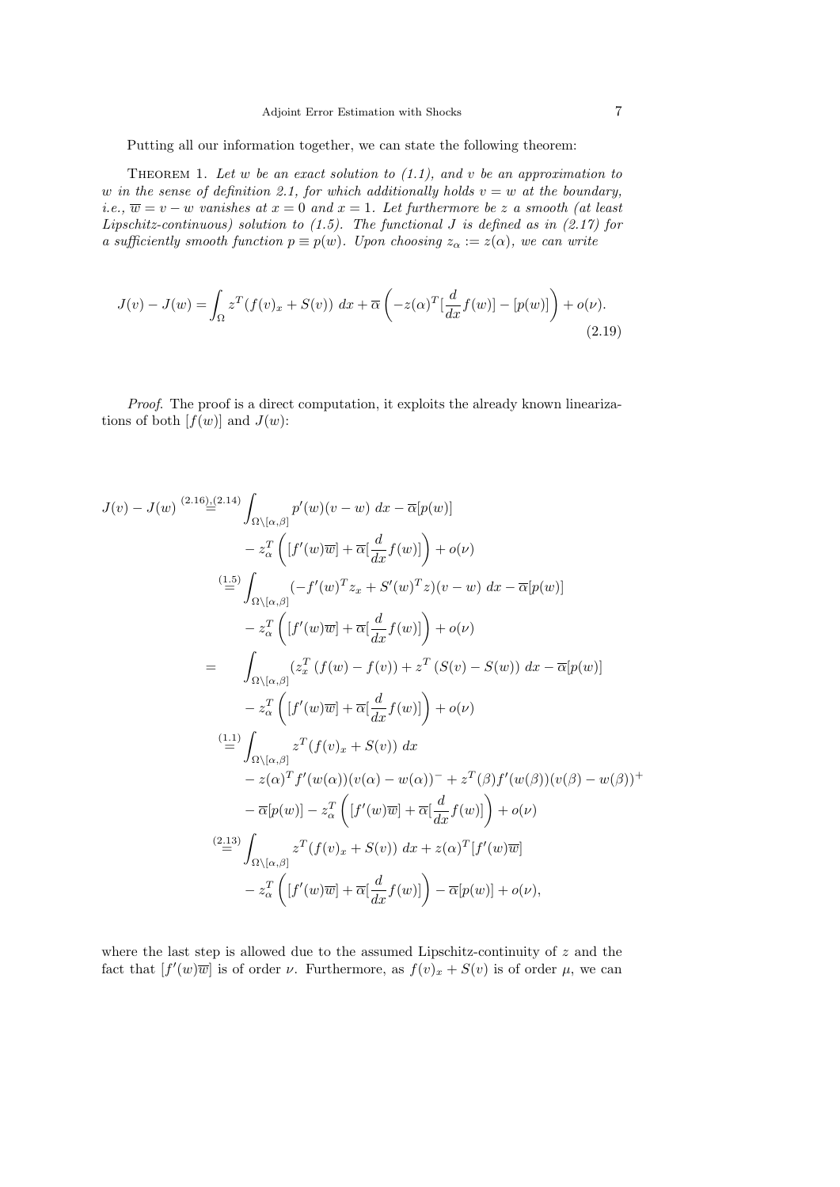Putting all our information together, we can state the following theorem:

Theorem 1. *Let $w$ be an exact solution to (1.1), and $v$ be an approximation to $w$ in the sense of definition 2.1, for which additionally holds $v = w$ at the boundary, i.e., $\overline{w} = v - w$ vanishes at $x = 0$ and $x = 1$. Let furthermore be $z$ a smooth (at least Lipschitz-continuous) solution to (1.5). The functional $J$ is defined as in (2.17) for a sufficiently smooth function $p \equiv p(w)$. Upon choosing $z_\alpha := z(\alpha)$, we can write*

$$
J(v) - J(w) = \int_\Omega z^T (f(v)_x + S(v)) \; dx + \overline{\alpha} \left( -z(\alpha)^T [\frac{d}{dx} f(w)] - [p(w)] \right) + o(\nu). \tag{2.19}
$$

*Proof.* The proof is a direct computation, it exploits the already known linearizations of both $[f(w)]$ and $J(w)$:

$$
\begin{aligned}
J(v) - J(w) \overset{(2.16),(2.14)}{=} & \int_{\Omega\setminus[\alpha,\beta]} p'(w)(v - w) \; dx - \overline{\alpha}[p(w)] \\
& - z_\alpha^T \left( [f'(w)\overline{w}] + \overline{\alpha}[\frac{d}{dx} f(w)] \right) + o(\nu) \\
\overset{(1.5)}{=} & \int_{\Omega\setminus[\alpha,\beta]} (-f'(w)^T z_x + S'(w)^T z)(v - w) \; dx - \overline{\alpha}[p(w)] \\
& - z_\alpha^T \left( [f'(w)\overline{w}] + \overline{\alpha}[\frac{d}{dx} f(w)] \right) + o(\nu) \\
= \quad & \int_{\Omega\setminus[\alpha,\beta]} (z_x^T \left( f(w) - f(v) \right) + z^T \left( S(v) - S(w) \right) \; dx - \overline{\alpha}[p(w)] \\
& - z_\alpha^T \left( [f'(w)\overline{w}] + \overline{\alpha}[\frac{d}{dx} f(w)] \right) + o(\nu) \\
\overset{(1.1)}{=} & \int_{\Omega\setminus[\alpha,\beta]} z^T (f(v)_x + S(v)) \; dx \\
& - z(\alpha)^T f'(w(\alpha))(v(\alpha) - w(\alpha))^- + z^T(\beta) f'(w(\beta))(v(\beta) - w(\beta))^+ \\
& - \overline{\alpha}[p(w)] - z_\alpha^T \left( [f'(w)\overline{w}] + \overline{\alpha}[\frac{d}{dx} f(w)] \right) + o(\nu) \\
\overset{(2.13)}{=} & \int_{\Omega\setminus[\alpha,\beta]} z^T (f(v)_x + S(v)) \; dx + z(\alpha)^T [f'(w)\overline{w}] \\
& - z_\alpha^T \left( [f'(w)\overline{w}] + \overline{\alpha}[\frac{d}{dx} f(w)] \right) - \overline{\alpha}[p(w)] + o(\nu),
\end{aligned}
$$

where the last step is allowed due to the assumed Lipschitz-continuity of $z$ and the fact that $[f'(w)\overline{w}]$ is of order $\nu$. Furthermore, as $f(v)_x + S(v)$ is of order $\mu$, we can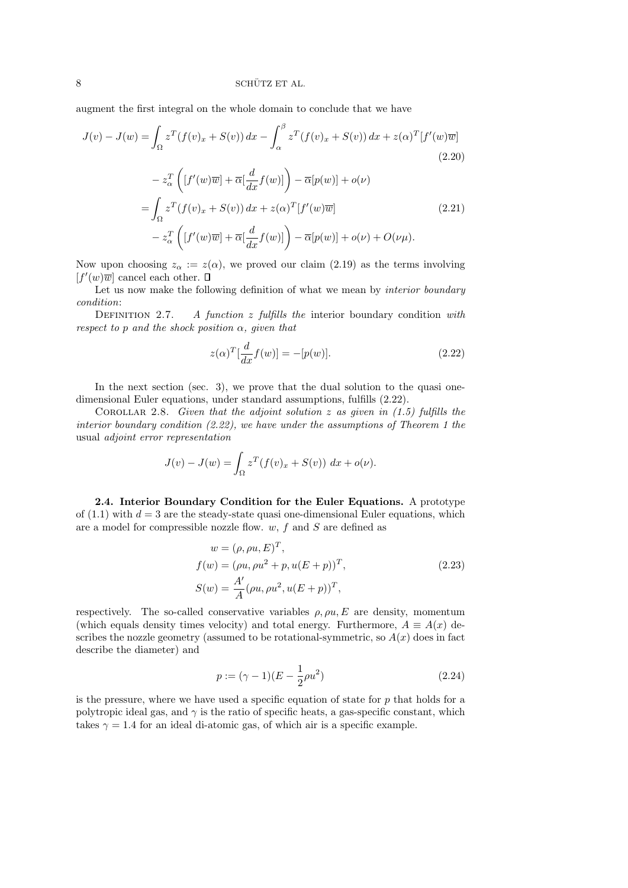augment the first integral on the whole domain to conclude that we have

$$
\begin{aligned}
J(v) - J(w) &= \int_\Omega z^T(f(v)_x + S(v))\,dx - \int_\alpha^\beta z^T(f(v)_x + S(v))\,dx + z(\alpha)^T[f'(w)\overline{w}] \\
&\quad - z_\alpha^T\left([f'(w)\overline{w}] + \overline{\alpha}[\frac{d}{dx}f(w)]\right) - \overline{\alpha}[p(w)] + o(\nu) \qquad (2.20)\\
&= \int_\Omega z^T(f(v)_x + S(v))\,dx + z(\alpha)^T[f'(w)\overline{w}] \qquad (2.21)\\
&\quad - z_\alpha^T\left([f'(w)\overline{w}] + \overline{\alpha}[\frac{d}{dx}f(w)]\right) - \overline{\alpha}[p(w)] + o(\nu) + O(\nu\mu).
\end{aligned}
$$

Now upon choosing $z_\alpha := z(\alpha)$, we proved our claim (2.19) as the terms involving $[f'(w)\overline{w}]$ cancel each other. ☐

Let us now make the following definition of what we mean by *interior boundary condition*:

Definition 2.7. *A function $z$ fulfills the* interior boundary condition *with respect to $p$ and the shock position $\alpha$, given that*

$$
z(\alpha)^T[\frac{d}{dx}f(w)] = -[p(w)]. \qquad (2.22)
$$

In the next section (sec. 3), we prove that the dual solution to the quasi one-dimensional Euler equations, under standard assumptions, fulfills (2.22).

Corollar 2.8. *Given that the adjoint solution $z$ as given in (1.5) fulfills the interior boundary condition (2.22), we have under the assumptions of Theorem 1 the* usual *adjoint error representation*

$$
J(v) - J(w) = \int_\Omega z^T(f(v)_x + S(v))\ dx + o(\nu).
$$

**2.4. Interior Boundary Condition for the Euler Equations.** A prototype of (1.1) with $d = 3$ are the steady-state quasi one-dimensional Euler equations, which are a model for compressible nozzle flow. $w$, $f$ and $S$ are defined as

$$
\begin{aligned}
w &= (\rho, \rho u, E)^T, \\
f(w) &= (\rho u, \rho u^2 + p, u(E+p))^T, \qquad (2.23)\\
S(w) &= \frac{A'}{A}(\rho u, \rho u^2, u(E+p))^T,
\end{aligned}
$$

respectively. The so-called conservative variables $\rho, \rho u, E$ are density, momentum (which equals density times velocity) and total energy. Furthermore, $A \equiv A(x)$ describes the nozzle geometry (assumed to be rotational-symmetric, so $A(x)$ does in fact describe the diameter) and

$$
p := (\gamma - 1)(E - \frac{1}{2}\rho u^2) \qquad (2.24)
$$

is the pressure, where we have used a specific equation of state for $p$ that holds for a polytropic ideal gas, and $\gamma$ is the ratio of specific heats, a gas-specific constant, which takes $\gamma = 1.4$ for an ideal di-atomic gas, of which air is a specific example.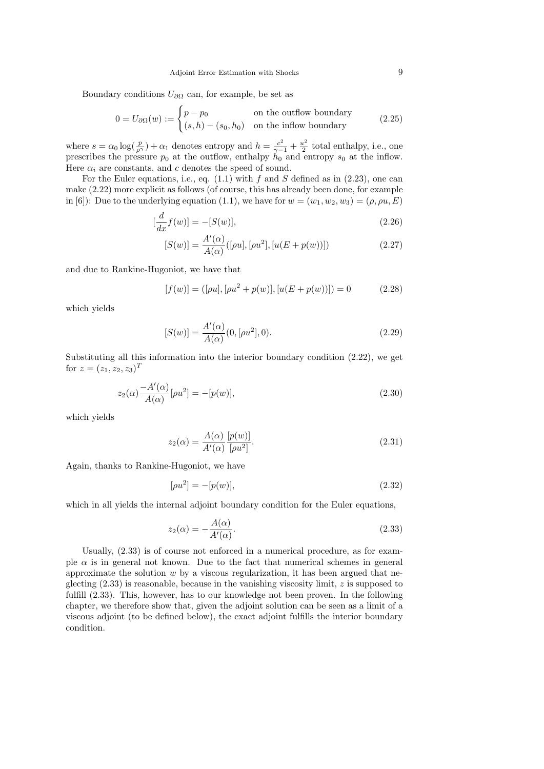Boundary conditions $U_{\partial\Omega}$ can, for example, be set as

$$0 = U_{\partial\Omega}(w) := \begin{cases} p - p_0 & \text{on the outflow boundary} \\ (s,h) - (s_0,h_0) & \text{on the inflow boundary} \end{cases} \tag{2.25}$$

where $s = \alpha_0 \log(\frac{p}{\rho^\gamma}) + \alpha_1$ denotes entropy and $h = \frac{c^2}{\gamma-1} + \frac{u^2}{2}$ total enthalpy, i.e., one prescribes the pressure $p_0$ at the outflow, enthalpy $h_0$ and entropy $s_0$ at the inflow. Here $\alpha_i$ are constants, and $c$ denotes the speed of sound.

For the Euler equations, i.e., eq. (1.1) with $f$ and $S$ defined as in (2.23), one can make (2.22) more explicit as follows (of course, this has already been done, for example in [6]): Due to the underlying equation (1.1), we have for $w = (w_1, w_2, w_3) = (\rho, \rho u, E)$

$$[\frac{d}{dx} f(w)] = -[S(w)], \tag{2.26}$$

$$[S(w)] = \frac{A'(\alpha)}{A(\alpha)}([\rho u], [\rho u^2], [u(E + p(w))]) \tag{2.27}$$

and due to Rankine-Hugoniot, we have that

$$[f(w)] = ([\rho u], [\rho u^2 + p(w)], [u(E + p(w))]) = 0 \tag{2.28}$$

which yields

$$[S(w)] = \frac{A'(\alpha)}{A(\alpha)}(0, [\rho u^2], 0). \tag{2.29}$$

Substituting all this information into the interior boundary condition (2.22), we get for $z = (z_1, z_2, z_3)^T$

$$z_2(\alpha) \frac{-A'(\alpha)}{A(\alpha)} [\rho u^2] = -[p(w)], \tag{2.30}$$

which yields

$$z_2(\alpha) = \frac{A(\alpha)}{A'(\alpha)} \frac{[p(w)]}{[\rho u^2]}. \tag{2.31}$$

Again, thanks to Rankine-Hugoniot, we have

$$[\rho u^2] = -[p(w)], \tag{2.32}$$

which in all yields the internal adjoint boundary condition for the Euler equations,

$$z_2(\alpha) = -\frac{A(\alpha)}{A'(\alpha)}. \tag{2.33}$$

Usually, (2.33) is of course not enforced in a numerical procedure, as for example $\alpha$ is in general not known. Due to the fact that numerical schemes in general approximate the solution $w$ by a viscous regularization, it has been argued that neglecting (2.33) is reasonable, because in the vanishing viscosity limit, $z$ is supposed to fulfill (2.33). This, however, has to our knowledge not been proven. In the following chapter, we therefore show that, given the adjoint solution can be seen as a limit of a viscous adjoint (to be defined below), the exact adjoint fulfills the interior boundary condition.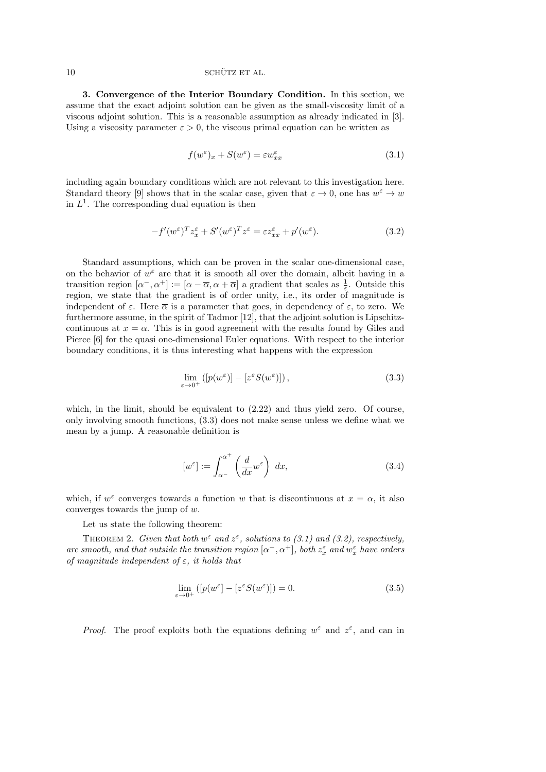**3. Convergence of the Interior Boundary Condition.** In this section, we assume that the exact adjoint solution can be given as the small-viscosity limit of a viscous adjoint solution. This is a reasonable assumption as already indicated in [3]. Using a viscosity parameter $\varepsilon > 0$, the viscous primal equation can be written as

$$f(w^\varepsilon)_x + S(w^\varepsilon) = \varepsilon w^\varepsilon_{xx} \tag{3.1}$$

including again boundary conditions which are not relevant to this investigation here. Standard theory [9] shows that in the scalar case, given that $\varepsilon \to 0$, one has $w^\varepsilon \to w$ in $L^1$. The corresponding dual equation is then

$$-f'(w^\varepsilon)^T z^\varepsilon_x + S'(w^\varepsilon)^T z^\varepsilon = \varepsilon z^\varepsilon_{xx} + p'(w^\varepsilon). \tag{3.2}$$

Standard assumptions, which can be proven in the scalar one-dimensional case, on the behavior of $w^\varepsilon$ are that it is smooth all over the domain, albeit having in a transition region $[\alpha^-, \alpha^+] := [\alpha - \overline{\alpha}, \alpha + \overline{\alpha}]$ a gradient that scales as $\frac{1}{\varepsilon}$. Outside this region, we state that the gradient is of order unity, i.e., its order of magnitude is independent of $\varepsilon$. Here $\overline{\alpha}$ is a parameter that goes, in dependency of $\varepsilon$, to zero. We furthermore assume, in the spirit of Tadmor [12], that the adjoint solution is Lipschitz-continuous at $x = \alpha$. This is in good agreement with the results found by Giles and Pierce [6] for the quasi one-dimensional Euler equations. With respect to the interior boundary conditions, it is thus interesting what happens with the expression

$$\lim_{\varepsilon \to 0^+} \left( [p(w^\varepsilon)] - [z^\varepsilon S(w^\varepsilon)] \right), \tag{3.3}$$

which, in the limit, should be equivalent to (2.22) and thus yield zero. Of course, only involving smooth functions, (3.3) does not make sense unless we define what we mean by a jump. A reasonable definition is

$$[w^\varepsilon] := \int_{\alpha^-}^{\alpha^+} \left( \frac{d}{dx} w^\varepsilon \right) \, dx, \tag{3.4}$$

which, if $w^\varepsilon$ converges towards a function $w$ that is discontinuous at $x = \alpha$, it also converges towards the jump of $w$.

Let us state the following theorem:

Theorem 2. *Given that both $w^\varepsilon$ and $z^\varepsilon$, solutions to (3.1) and (3.2), respectively, are smooth, and that outside the transition region $[\alpha^-, \alpha^+]$, both $z^\varepsilon_x$ and $w^\varepsilon_x$ have orders of magnitude independent of $\varepsilon$, it holds that*

$$\lim_{\varepsilon \to 0^+} \left( [p(w^\varepsilon)] - [z^\varepsilon S(w^\varepsilon)] \right) = 0. \tag{3.5}$$

*Proof.* The proof exploits both the equations defining $w^\varepsilon$ and $z^\varepsilon$, and can in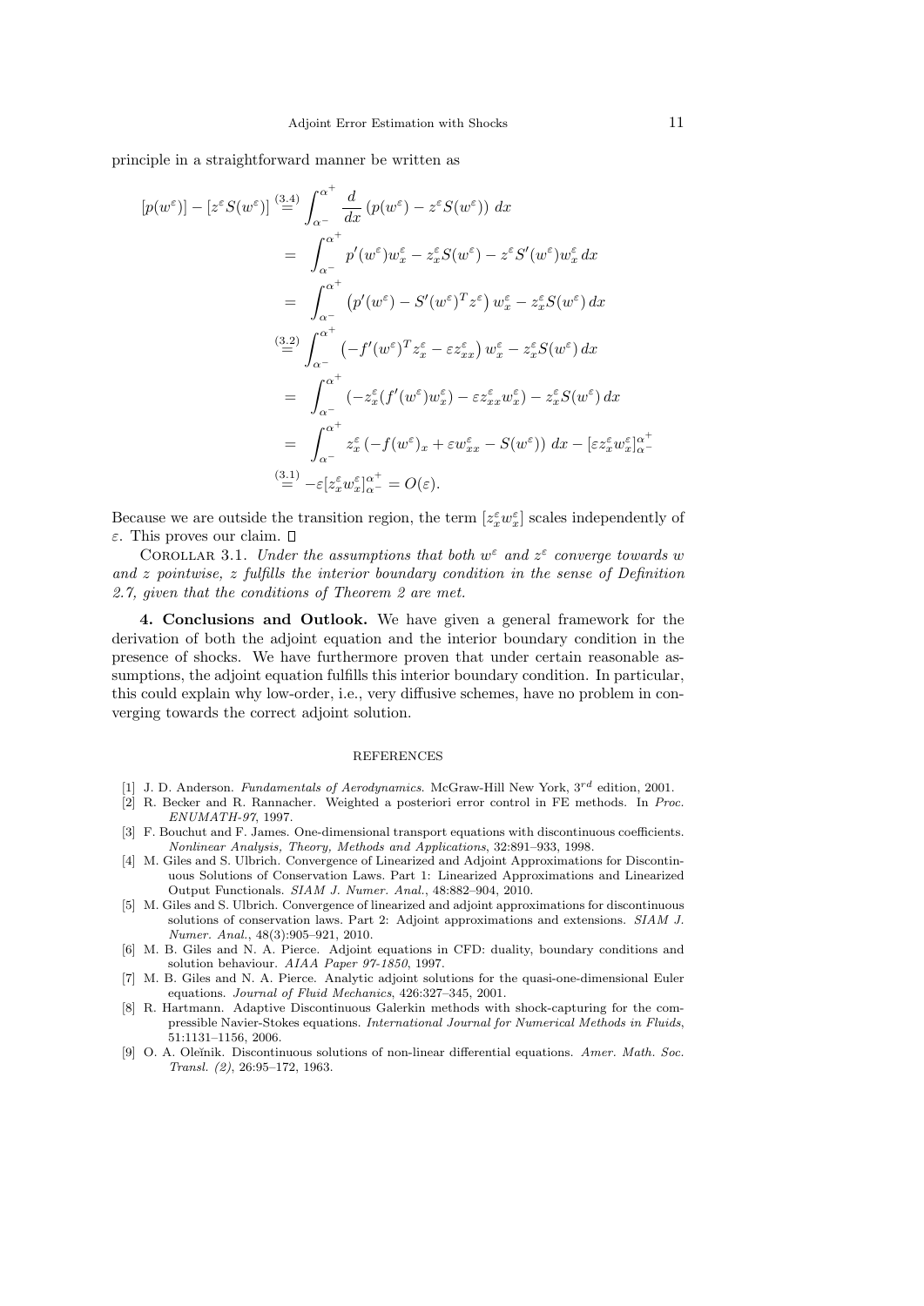principle in a straightforward manner be written as

$$
\begin{aligned}
[p(w^\varepsilon)] - [z^\varepsilon S(w^\varepsilon)] &\overset{(3.4)}{=} \int_{\alpha^-}^{\alpha^+} \frac{d}{dx}\left(p(w^\varepsilon) - z^\varepsilon S(w^\varepsilon)\right)\, dx \\
&= \int_{\alpha^-}^{\alpha^+} p'(w^\varepsilon) w_x^\varepsilon - z_x^\varepsilon S(w^\varepsilon) - z^\varepsilon S'(w^\varepsilon) w_x^\varepsilon \, dx \\
&= \int_{\alpha^-}^{\alpha^+} \left(p'(w^\varepsilon) - S'(w^\varepsilon)^T z^\varepsilon\right) w_x^\varepsilon - z_x^\varepsilon S(w^\varepsilon)\, dx \\
&\overset{(3.2)}{=} \int_{\alpha^-}^{\alpha^+} \left(-f'(w^\varepsilon)^T z_x^\varepsilon - \varepsilon z_{xx}^\varepsilon\right) w_x^\varepsilon - z_x^\varepsilon S(w^\varepsilon)\, dx \\
&= \int_{\alpha^-}^{\alpha^+} \left(-z_x^\varepsilon (f'(w^\varepsilon) w_x^\varepsilon) - \varepsilon z_{xx}^\varepsilon w_x^\varepsilon\right) - z_x^\varepsilon S(w^\varepsilon)\, dx \\
&= \int_{\alpha^-}^{\alpha^+} z_x^\varepsilon \left(-f(w^\varepsilon)_x + \varepsilon w_{xx}^\varepsilon - S(w^\varepsilon)\right) dx - [\varepsilon z_x^\varepsilon w_x^\varepsilon]_{\alpha^-}^{\alpha^+} \\
&\overset{(3.1)}{=} -\varepsilon [z_x^\varepsilon w_x^\varepsilon]_{\alpha^-}^{\alpha^+} = O(\varepsilon).
\end{aligned}
$$

Because we are outside the transition region, the term $[z_x^\varepsilon w_x^\varepsilon]$ scales independently of $\varepsilon$. This proves our claim. □

Corollar 3.1. *Under the assumptions that both $w^\varepsilon$ and $z^\varepsilon$ converge towards $w$ and $z$ pointwise, $z$ fulfills the interior boundary condition in the sense of Definition 2.7, given that the conditions of Theorem 2 are met.*

## 4. Conclusions and Outlook.

We have given a general framework for the derivation of both the adjoint equation and the interior boundary condition in the presence of shocks. We have furthermore proven that under certain reasonable assumptions, the adjoint equation fulfills this interior boundary condition. In particular, this could explain why low-order, i.e., very diffusive schemes, have no problem in converging towards the correct adjoint solution.

## REFERENCES

[1] J. D. Anderson. *Fundamentals of Aerodynamics*. McGraw-Hill New York, $3^{rd}$ edition, 2001.

[2] R. Becker and R. Rannacher. Weighted a posteriori error control in FE methods. In *Proc. ENUMATH-97*, 1997.

[3] F. Bouchut and F. James. One-dimensional transport equations with discontinuous coefficients. *Nonlinear Analysis, Theory, Methods and Applications*, 32:891–933, 1998.

[4] M. Giles and S. Ulbrich. Convergence of Linearized and Adjoint Approximations for Discontinuous Solutions of Conservation Laws. Part 1: Linearized Approximations and Linearized Output Functionals. *SIAM J. Numer. Anal.*, 48:882–904, 2010.

[5] M. Giles and S. Ulbrich. Convergence of linearized and adjoint approximations for discontinuous solutions of conservation laws. Part 2: Adjoint approximations and extensions. *SIAM J. Numer. Anal.*, 48(3):905–921, 2010.

[6] M. B. Giles and N. A. Pierce. Adjoint equations in CFD: duality, boundary conditions and solution behaviour. *AIAA Paper 97-1850*, 1997.

[7] M. B. Giles and N. A. Pierce. Analytic adjoint solutions for the quasi-one-dimensional Euler equations. *Journal of Fluid Mechanics*, 426:327–345, 2001.

[8] R. Hartmann. Adaptive Discontinuous Galerkin methods with shock-capturing for the compressible Navier-Stokes equations. *International Journal for Numerical Methods in Fluids*, 51:1131–1156, 2006.

[9] O. A. Oleĭnik. Discontinuous solutions of non-linear differential equations. *Amer. Math. Soc. Transl. (2)*, 26:95–172, 1963.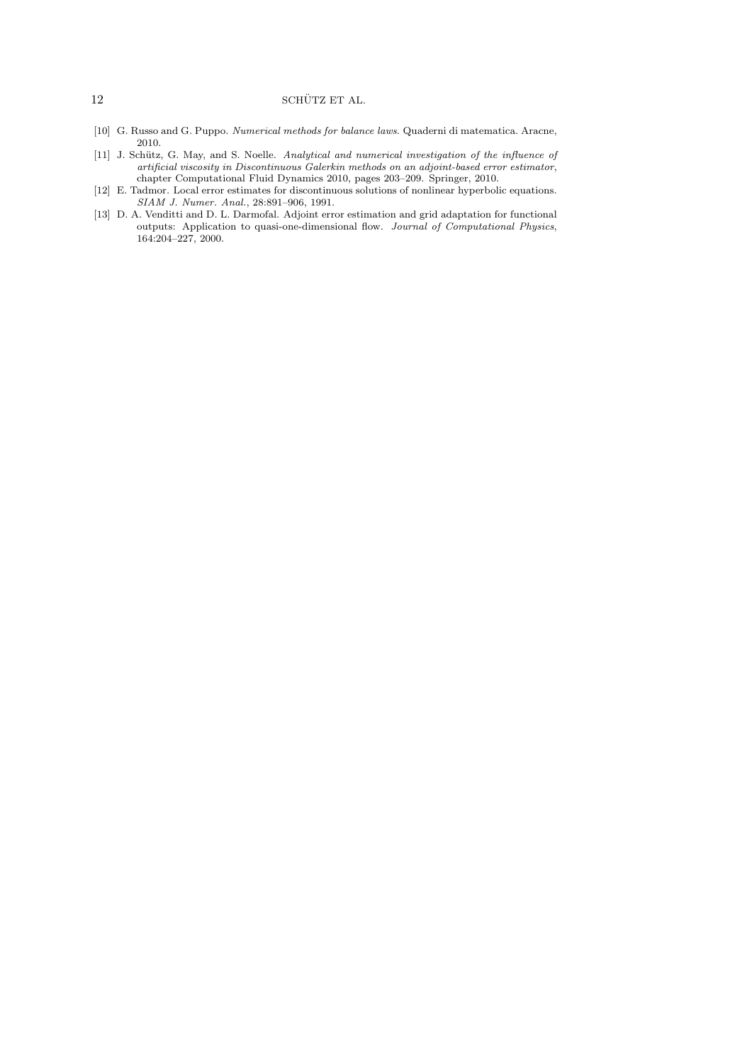[10] G. Russo and G. Puppo. *Numerical methods for balance laws*. Quaderni di matematica. Aracne, 2010.

[11] J. Schütz, G. May, and S. Noelle. *Analytical and numerical investigation of the influence of artificial viscosity in Discontinuous Galerkin methods on an adjoint-based error estimator*, chapter Computational Fluid Dynamics 2010, pages 203–209. Springer, 2010.

[12] E. Tadmor. Local error estimates for discontinuous solutions of nonlinear hyperbolic equations. *SIAM J. Numer. Anal.*, 28:891–906, 1991.

[13] D. A. Venditti and D. L. Darmofal. Adjoint error estimation and grid adaptation for functional outputs: Application to quasi-one-dimensional flow. *Journal of Computational Physics*, 164:204–227, 2000.